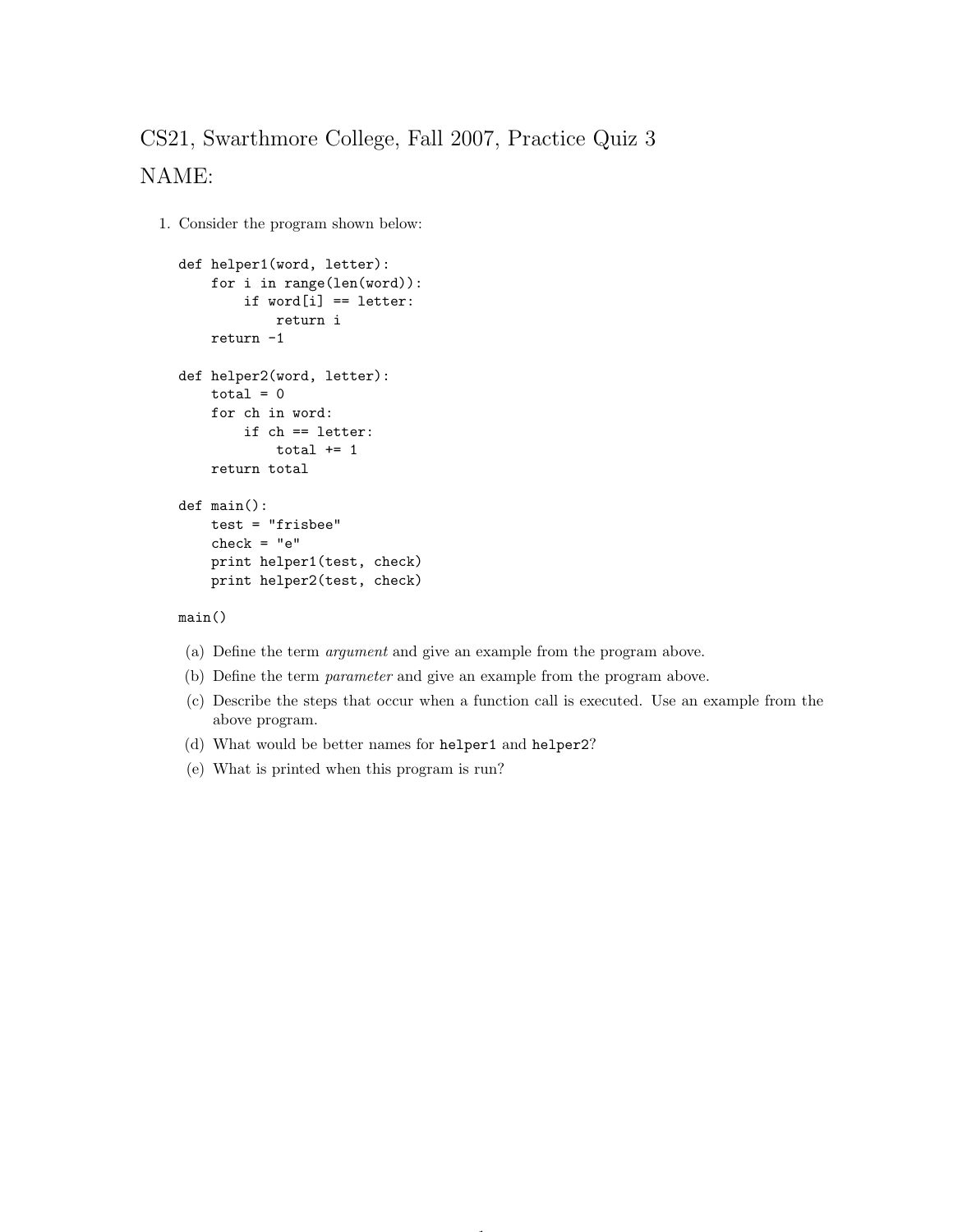# CS21, Swarthmore College, Fall 2007, Practice Quiz 3

## NAME:

1. Consider the program shown below:

```
def helper1(word, letter):
    for i in range(len(word)):
        if word[i] == letter:
            return i
    return -1

def helper2(word, letter):
    total = 0
    for ch in word:
        if ch == letter:
            total += 1
    return total

def main():
    test = "frisbee"
    check = "e"
    print helper1(test, check)
    print helper2(test, check)

main()
```

   (a) Define the term *argument* and give an example from the program above.

   (b) Define the term *parameter* and give an example from the program above.

   (c) Describe the steps that occur when a function call is executed. Use an example from the above program.

   (d) What would be better names for `helper1` and `helper2`?

   (e) What is printed when this program is run?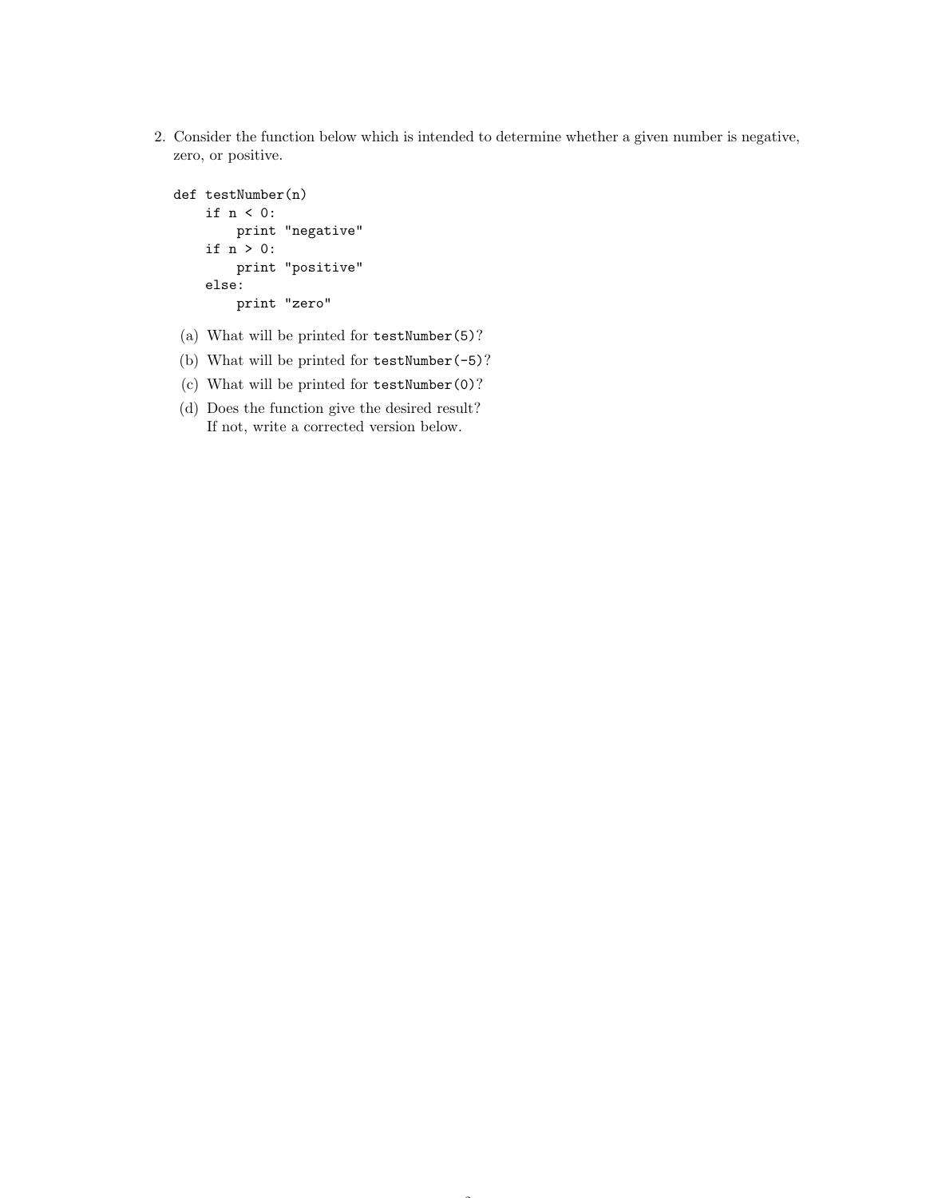2. Consider the function below which is intended to determine whether a given number is negative, zero, or positive.

```
def testNumber(n)
    if n < 0:
        print "negative"
    if n > 0:
        print "positive"
    else:
        print "zero"
```

   (a) What will be printed for `testNumber(5)`?

   (b) What will be printed for `testNumber(-5)`?

   (c) What will be printed for `testNumber(0)`?

   (d) Does the function give the desired result?
   If not, write a corrected version below.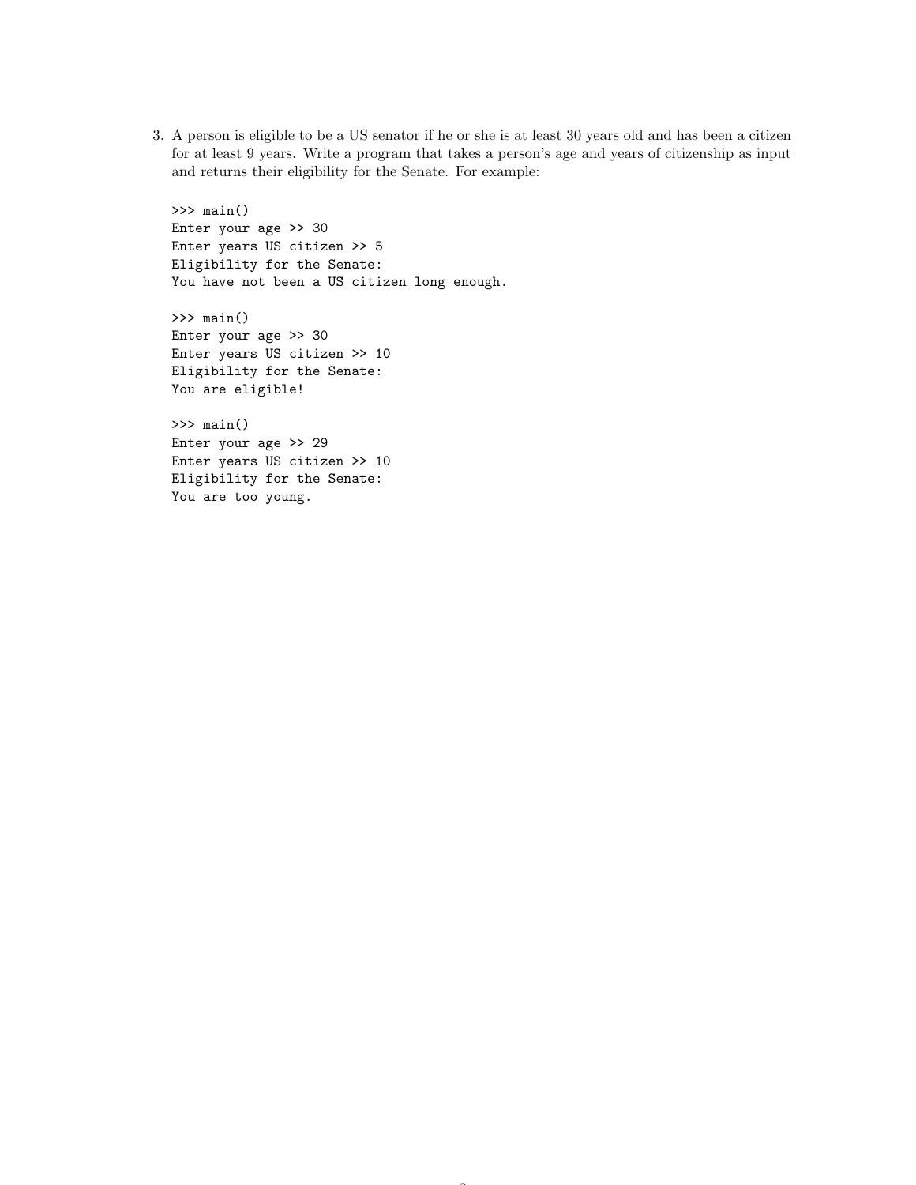3. A person is eligible to be a US senator if he or she is at least 30 years old and has been a citizen for at least 9 years. Write a program that takes a person's age and years of citizenship as input and returns their eligibility for the Senate. For example:

```
>>> main()
Enter your age >> 30
Enter years US citizen >> 5
Eligibility for the Senate:
You have not been a US citizen long enough.

>>> main()
Enter your age >> 30
Enter years US citizen >> 10
Eligibility for the Senate:
You are eligible!

>>> main()
Enter your age >> 29
Enter years US citizen >> 10
Eligibility for the Senate:
You are too young.
```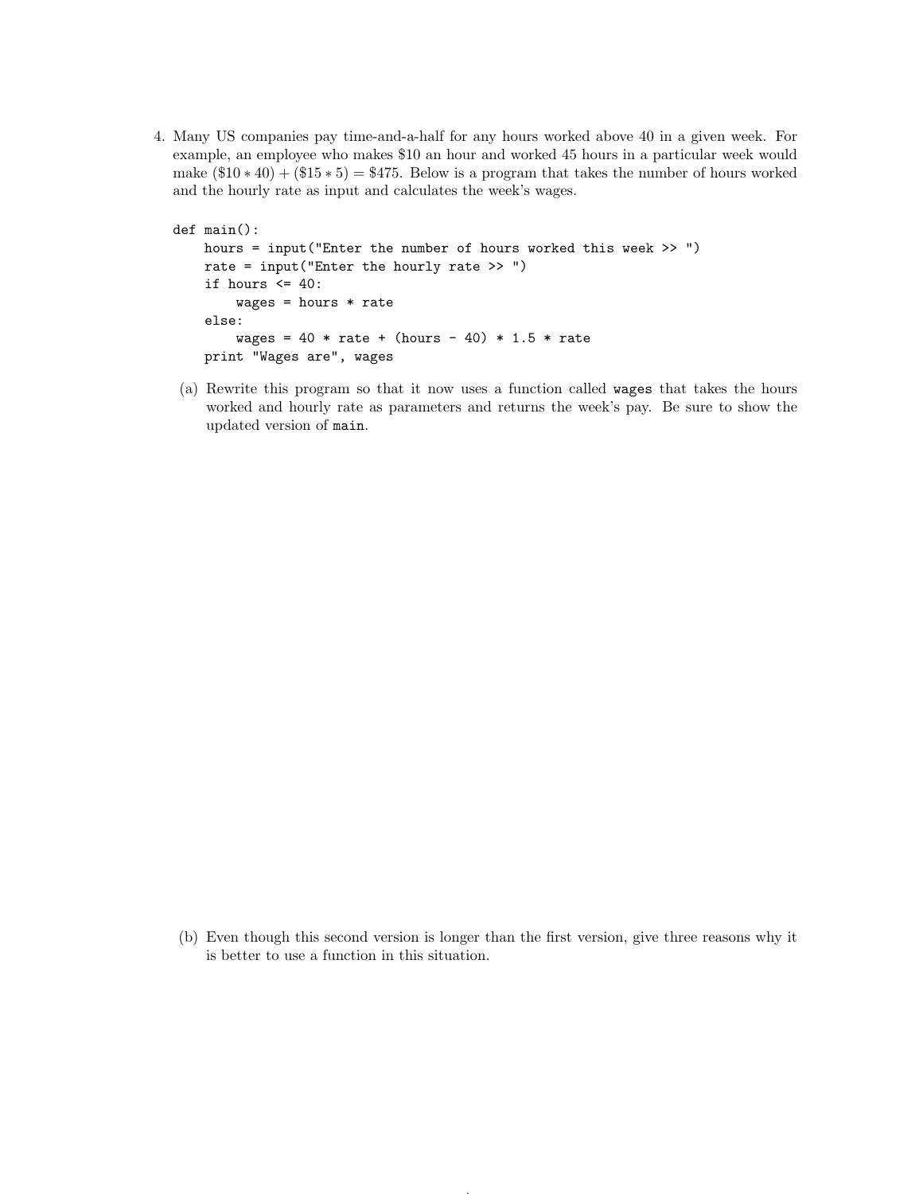4. Many US companies pay time-and-a-half for any hours worked above 40 in a given week. For example, an employee who makes \$10 an hour and worked 45 hours in a particular week would make $(\$10 * 40) + (\$15 * 5) = \$475$. Below is a program that takes the number of hours worked and the hourly rate as input and calculates the week's wages.

```
def main():
    hours = input("Enter the number of hours worked this week >> ")
    rate = input("Enter the hourly rate >> ")
    if hours <= 40:
        wages = hours * rate
    else:
        wages = 40 * rate + (hours - 40) * 1.5 * rate
    print "Wages are", wages
```

(a) Rewrite this program so that it now uses a function called `wages` that takes the hours worked and hourly rate as parameters and returns the week's pay. Be sure to show the updated version of `main`.

(b) Even though this second version is longer than the first version, give three reasons why it is better to use a function in this situation.